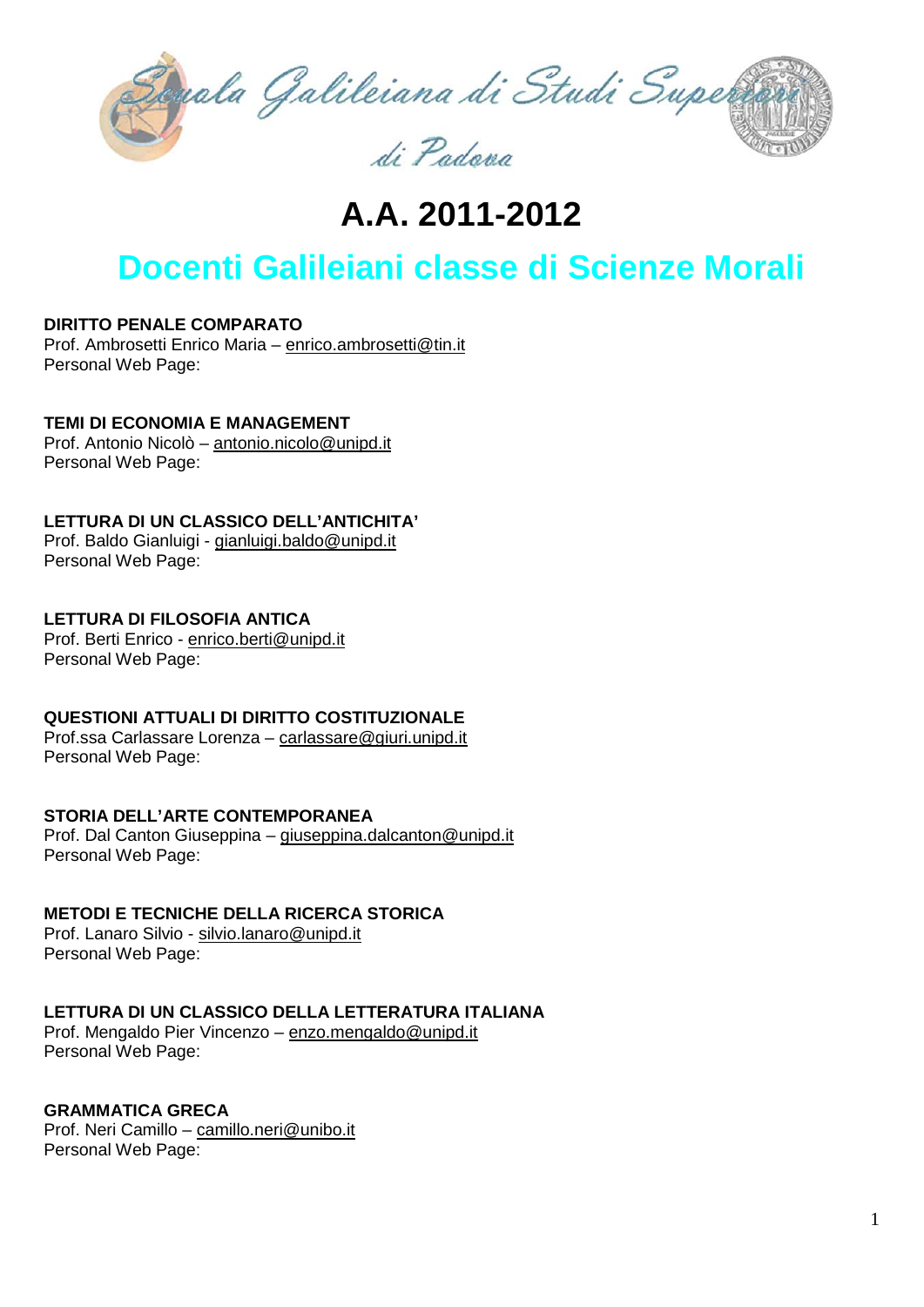Scuola Galileiana di Studi Superiori di Padova

# A.A. 2011-2012

## Docenti Galileiani classe di Scienze Morali

**DIRITTO PENALE COMPARATO**
Prof. Ambrosetti Enrico Maria – enrico.ambrosetti@tin.it
Personal Web Page:

**TEMI DI ECONOMIA E MANAGEMENT**
Prof. Antonio Nicolò – antonio.nicolo@unipd.it
Personal Web Page:

**LETTURA DI UN CLASSICO DELL'ANTICHITA'**
Prof. Baldo Gianluigi - gianluigi.baldo@unipd.it
Personal Web Page:

**LETTURA DI FILOSOFIA ANTICA**
Prof. Berti Enrico - enrico.berti@unipd.it
Personal Web Page:

**QUESTIONI ATTUALI DI DIRITTO COSTITUZIONALE**
Prof.ssa Carlassare Lorenza – carlassare@giuri.unipd.it
Personal Web Page:

**STORIA DELL'ARTE CONTEMPORANEA**
Prof. Dal Canton Giuseppina – giuseppina.dalcanton@unipd.it
Personal Web Page:

**METODI E TECNICHE DELLA RICERCA STORICA**
Prof. Lanaro Silvio - silvio.lanaro@unipd.it
Personal Web Page:

**LETTURA DI UN CLASSICO DELLA LETTERATURA ITALIANA**
Prof. Mengaldo Pier Vincenzo – enzo.mengaldo@unipd.it
Personal Web Page:

**GRAMMATICA GRECA**
Prof. Neri Camillo – camillo.neri@unibo.it
Personal Web Page: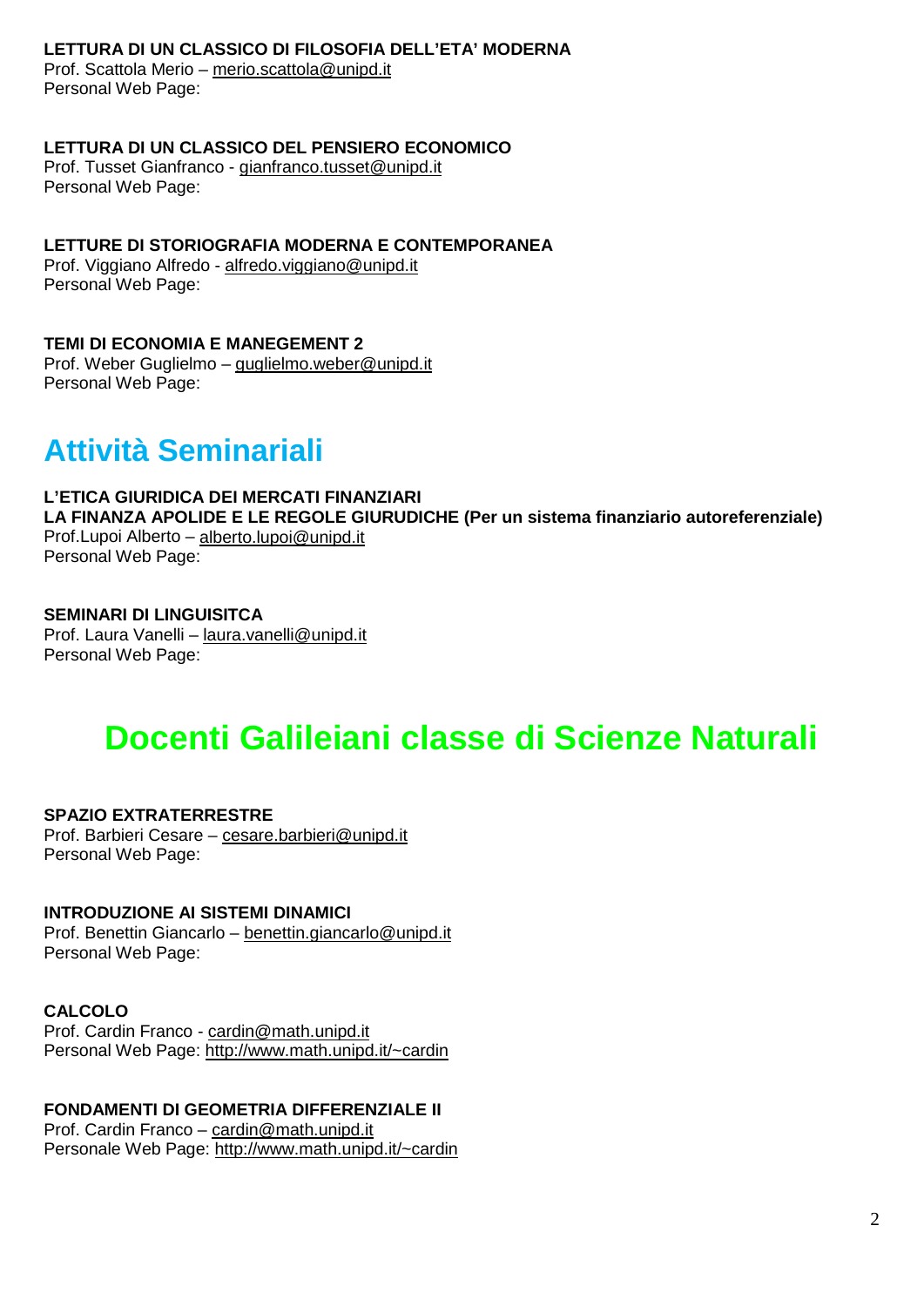**LETTURA DI UN CLASSICO DI FILOSOFIA DELL'ETA' MODERNA**
Prof. Scattola Merio – merio.scattola@unipd.it
Personal Web Page:

**LETTURA DI UN CLASSICO DEL PENSIERO ECONOMICO**
Prof. Tusset Gianfranco - gianfranco.tusset@unipd.it
Personal Web Page:

**LETTURE DI STORIOGRAFIA MODERNA E CONTEMPORANEA**
Prof. Viggiano Alfredo - alfredo.viggiano@unipd.it
Personal Web Page:

**TEMI DI ECONOMIA E MANEGEMENT 2**
Prof. Weber Guglielmo – guglielmo.weber@unipd.it
Personal Web Page:

## Attività Seminariali

**L'ETICA GIURIDICA DEI MERCATI FINANZIARI**
**LA FINANZA APOLIDE E LE REGOLE GIURUDICHE (Per un sistema finanziario autoreferenziale)**
Prof.Lupoi Alberto – alberto.lupoi@unipd.it
Personal Web Page:

**SEMINARI DI LINGUISITCA**
Prof. Laura Vanelli – laura.vanelli@unipd.it
Personal Web Page:

# Docenti Galileiani classe di Scienze Naturali

**SPAZIO EXTRATERRESTRE**
Prof. Barbieri Cesare – cesare.barbieri@unipd.it
Personal Web Page:

**INTRODUZIONE AI SISTEMI DINAMICI**
Prof. Benettin Giancarlo – benettin.giancarlo@unipd.it
Personal Web Page:

**CALCOLO**
Prof. Cardin Franco - cardin@math.unipd.it
Personal Web Page: http://www.math.unipd.it/~cardin

**FONDAMENTI DI GEOMETRIA DIFFERENZIALE II**
Prof. Cardin Franco – cardin@math.unipd.it
Personale Web Page: http://www.math.unipd.it/~cardin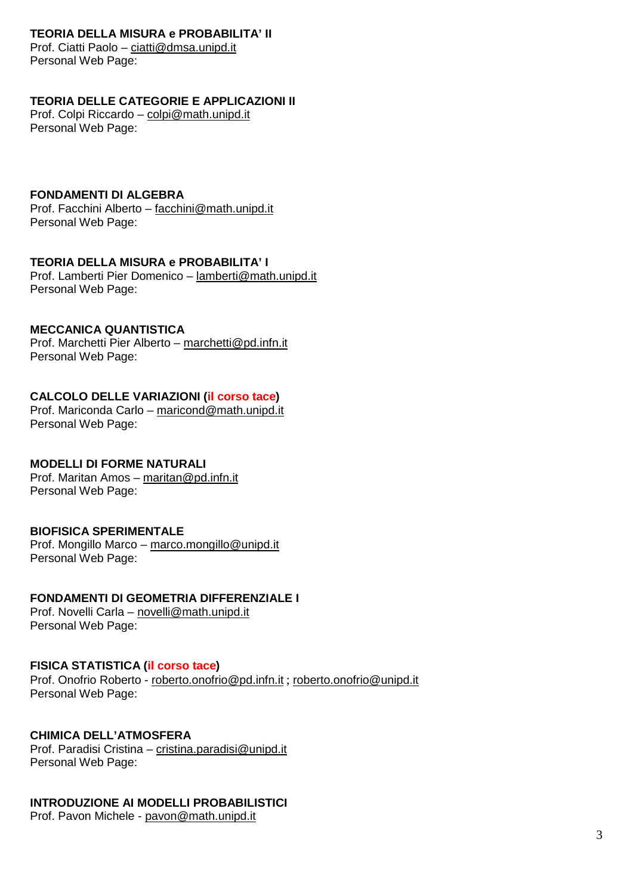**TEORIA DELLA MISURA e PROBABILITA' II**
Prof. Ciatti Paolo – ciatti@dmsa.unipd.it
Personal Web Page:

**TEORIA DELLE CATEGORIE E APPLICAZIONI II**
Prof. Colpi Riccardo – colpi@math.unipd.it
Personal Web Page:

**FONDAMENTI DI ALGEBRA**
Prof. Facchini Alberto – facchini@math.unipd.it
Personal Web Page:

**TEORIA DELLA MISURA e PROBABILITA' I**
Prof. Lamberti Pier Domenico – lamberti@math.unipd.it
Personal Web Page:

**MECCANICA QUANTISTICA**
Prof. Marchetti Pier Alberto – marchetti@pd.infn.it
Personal Web Page:

**CALCOLO DELLE VARIAZIONI (il corso tace)**
Prof. Mariconda Carlo – maricond@math.unipd.it
Personal Web Page:

**MODELLI DI FORME NATURALI**
Prof. Maritan Amos – maritan@pd.infn.it
Personal Web Page:

**BIOFISICA SPERIMENTALE**
Prof. Mongillo Marco – marco.mongillo@unipd.it
Personal Web Page:

**FONDAMENTI DI GEOMETRIA DIFFERENZIALE I**
Prof. Novelli Carla – novelli@math.unipd.it
Personal Web Page:

**FISICA STATISTICA (il corso tace)**
Prof. Onofrio Roberto - roberto.onofrio@pd.infn.it ; roberto.onofrio@unipd.it
Personal Web Page:

**CHIMICA DELL'ATMOSFERA**
Prof. Paradisi Cristina – cristina.paradisi@unipd.it
Personal Web Page:

**INTRODUZIONE AI MODELLI PROBABILISTICI**
Prof. Pavon Michele - pavon@math.unipd.it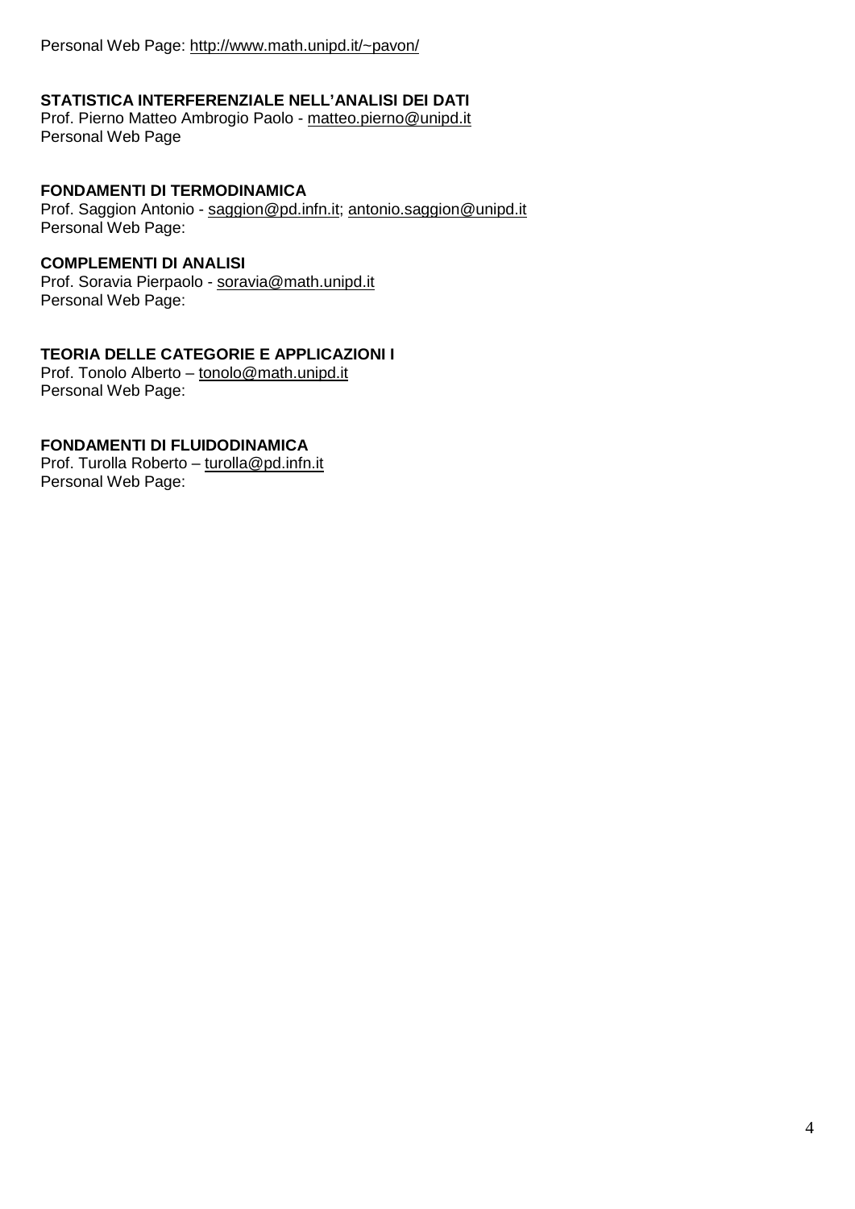Personal Web Page: http://www.math.unipd.it/~pavon/

**STATISTICA INTERFERENZIALE NELL'ANALISI DEI DATI**
Prof. Pierno Matteo Ambrogio Paolo - matteo.pierno@unipd.it
Personal Web Page

**FONDAMENTI DI TERMODINAMICA**
Prof. Saggion Antonio - saggion@pd.infn.it; antonio.saggion@unipd.it
Personal Web Page:

**COMPLEMENTI DI ANALISI**
Prof. Soravia Pierpaolo - soravia@math.unipd.it
Personal Web Page:

**TEORIA DELLE CATEGORIE E APPLICAZIONI I**
Prof. Tonolo Alberto – tonolo@math.unipd.it
Personal Web Page:

**FONDAMENTI DI FLUIDODINAMICA**
Prof. Turolla Roberto – turolla@pd.infn.it
Personal Web Page: